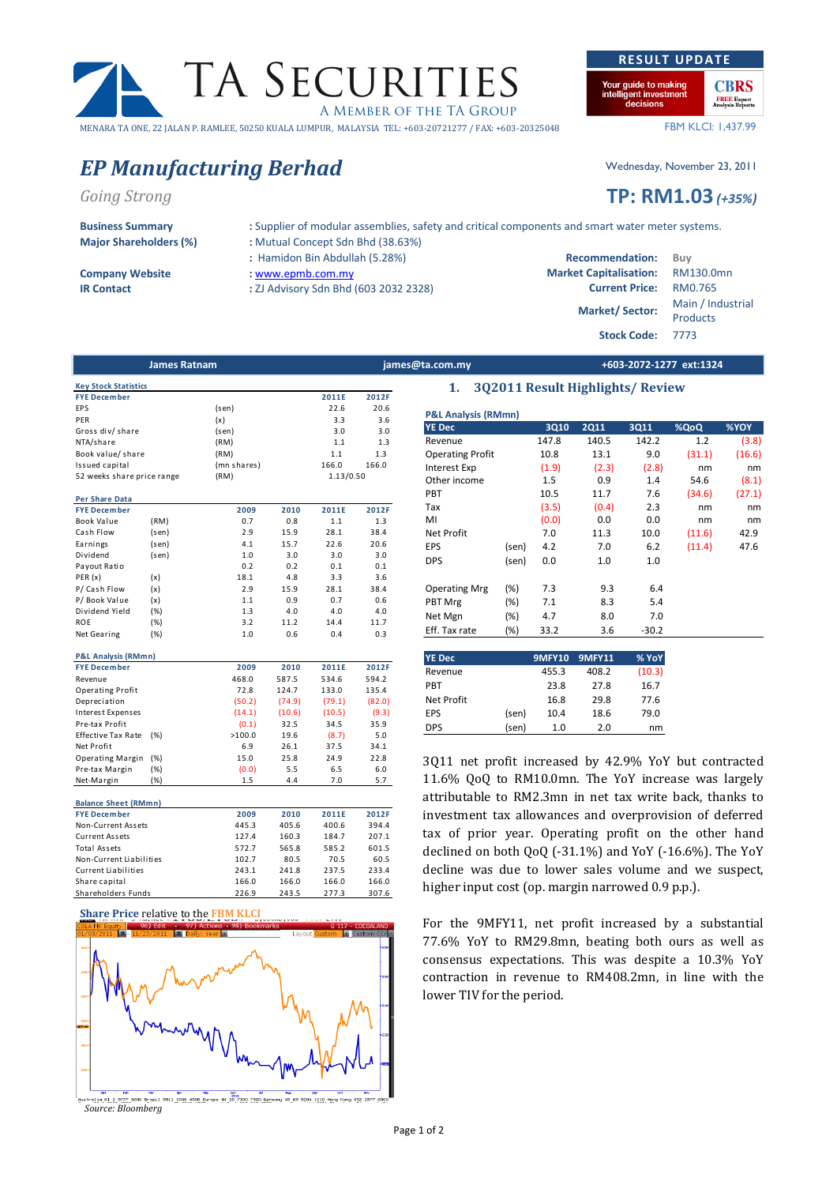# EP Manufacturing Berhad

*Going Strong*

RESULT UPDATE

FBM KLCI: 1,437.99

Wednesday, November 23, 2011

## TP: RM1.03 *(+35%)*

**Business Summary** : Supplier of modular assemblies, safety and critical components and smart water meter systems.

**Major Shareholders (%)** : Mutual Concept Sdn Bhd (38.63%)
: Hamidon Bin Abdullah (5.28%)

**Company Website** : www.epmb.com.my

**IR Contact** : ZJ Advisory Sdn Bhd (603 2032 2328)

**Recommendation:** Buy
**Market Capitalisation:** RM130.0mn
**Current Price:** RM0.765
**Market/ Sector:** Main / Industrial Products
**Stock Code:** 7773

**James Ratnam** | james@ta.com.my | +603-2072-1277 ext:1324

**Key Stock Statistics**

| FYE December | | 2011E | 2012F |
|---|---|---|---|
| EPS | (sen) | 22.6 | 20.6 |
| PER | (x) | 3.3 | 3.6 |
| Gross div/ share | (sen) | 3.0 | 3.0 |
| NTA/share | (RM) | 1.1 | 1.3 |
| Book value/ share | (RM) | 1.1 | 1.3 |
| Issued capital | (mn shares) | 166.0 | 166.0 |
| 52 weeks share price range | (RM) | 1.13/0.50 | |

**Per Share Data**

| FYE December | | 2009 | 2010 | 2011E | 2012F |
|---|---|---|---|---|---|
| Book Value | (RM) | 0.7 | 0.8 | 1.1 | 1.3 |
| Cash Flow | (sen) | 2.9 | 15.9 | 28.1 | 38.4 |
| Earnings | (sen) | 4.1 | 15.7 | 22.6 | 20.6 |
| Dividend | (sen) | 1.0 | 3.0 | 3.0 | 3.0 |
| Payout Ratio | | 0.2 | 0.2 | 0.1 | 0.1 |
| PER (x) | (x) | 18.1 | 4.8 | 3.3 | 3.6 |
| P/ Cash Flow | (x) | 2.9 | 15.9 | 28.1 | 38.4 |
| P/ Book Value | (x) | 1.1 | 0.9 | 0.7 | 0.6 |
| Dividend Yield | (%) | 1.3 | 4.0 | 4.0 | 4.0 |
| ROE | (%) | 3.2 | 11.2 | 14.4 | 11.7 |
| Net Gearing | (%) | 1.0 | 0.6 | 0.4 | 0.3 |

**P&L Analysis (RMmn)**

| FYE December | | 2009 | 2010 | 2011E | 2012F |
|---|---|---|---|---|---|
| Revenue | | 468.0 | 587.5 | 534.6 | 594.2 |
| Operating Profit | | 72.8 | 124.7 | 133.0 | 135.4 |
| Depreciation | | (50.2) | (74.9) | (79.1) | (82.0) |
| Interest Expenses | | (14.1) | (10.6) | (10.5) | (9.3) |
| Pre-tax Profit | | (0.1) | 32.5 | 34.5 | 35.9 |
| Effective Tax Rate | (%) | >100.0 | 19.6 | (8.7) | 5.0 |
| Net Profit | | 6.9 | 26.1 | 37.5 | 34.1 |
| Operating Margin | (%) | 15.0 | 25.8 | 24.9 | 22.8 |
| Pre-tax Margin | (%) | (0.0) | 5.5 | 6.5 | 6.0 |
| Net-Margin | (%) | 1.5 | 4.4 | 7.0 | 5.7 |

**Balance Sheet (RMmn)**

| FYE December | 2009 | 2010 | 2011E | 2012F |
|---|---|---|---|---|
| Non-Current Assets | 445.3 | 405.6 | 400.6 | 394.4 |
| Current Assets | 127.4 | 160.3 | 184.7 | 207.1 |
| Total Assets | 572.7 | 565.8 | 585.2 | 601.5 |
| Non-Current Liabilities | 102.7 | 80.5 | 70.5 | 60.5 |
| Current Liabilities | 243.1 | 241.8 | 237.5 | 233.4 |
| Share capital | 166.0 | 166.0 | 166.0 | 166.0 |
| Shareholders Funds | 226.9 | 243.5 | 277.3 | 307.6 |

**Share Price** relative to the **FBM KLCI**

*Source: Bloomberg*

## 1. 3Q2011 Result Highlights/ Review

**P&L Analysis (RMmn)**

| YE Dec | | 3Q10 | 2Q11 | 3Q11 | %QoQ | %YOY |
|---|---|---|---|---|---|---|
| Revenue | | 147.8 | 140.5 | 142.2 | 1.2 | (3.8) |
| Operating Profit | | 10.8 | 13.1 | 9.0 | (31.1) | (16.6) |
| Interest Exp | | (1.9) | (2.3) | (2.8) | nm | nm |
| Other income | | 1.5 | 0.9 | 1.4 | 54.6 | (8.1) |
| PBT | | 10.5 | 11.7 | 7.6 | (34.6) | (27.1) |
| Tax | | (3.5) | (0.4) | 2.3 | nm | nm |
| MI | | (0.0) | 0.0 | 0.0 | nm | nm |
| Net Profit | | 7.0 | 11.3 | 10.0 | (11.6) | 42.9 |
| EPS | (sen) | 4.2 | 7.0 | 6.2 | (11.4) | 47.6 |
| DPS | (sen) | 0.0 | 1.0 | 1.0 | | |
| Operating Mrg | (%) | 7.3 | 9.3 | 6.4 | | |
| PBT Mrg | (%) | 7.1 | 8.3 | 5.4 | | |
| Net Mgn | (%) | 4.7 | 8.0 | 7.0 | | |
| Eff. Tax rate | (%) | 33.2 | 3.6 | -30.2 | | |

| YE Dec | | 9MFY10 | 9MFY11 | % YoY |
|---|---|---|---|---|
| Revenue | | 455.3 | 408.2 | (10.3) |
| PBT | | 23.8 | 27.8 | 16.7 |
| Net Profit | | 16.8 | 29.8 | 77.6 |
| EPS | (sen) | 10.4 | 18.6 | 79.0 |
| DPS | (sen) | 1.0 | 2.0 | nm |

3Q11 net profit increased by 42.9% YoY but contracted 11.6% QoQ to RM10.0mn. The YoY increase was largely attributable to RM2.3mn in net tax write back, thanks to investment tax allowances and overprovision of deferred tax of prior year. Operating profit on the other hand declined on both QoQ (-31.1%) and YoY (-16.6%). The YoY decline was due to lower sales volume and we suspect, higher input cost (op. margin narrowed 0.9 p.p.).

For the 9MFY11, net profit increased by a substantial 77.6% YoY to RM29.8mn, beating both ours as well as consensus expectations. This was despite a 10.3% YoY contraction in revenue to RM408.2mn, in line with the lower TIV for the period.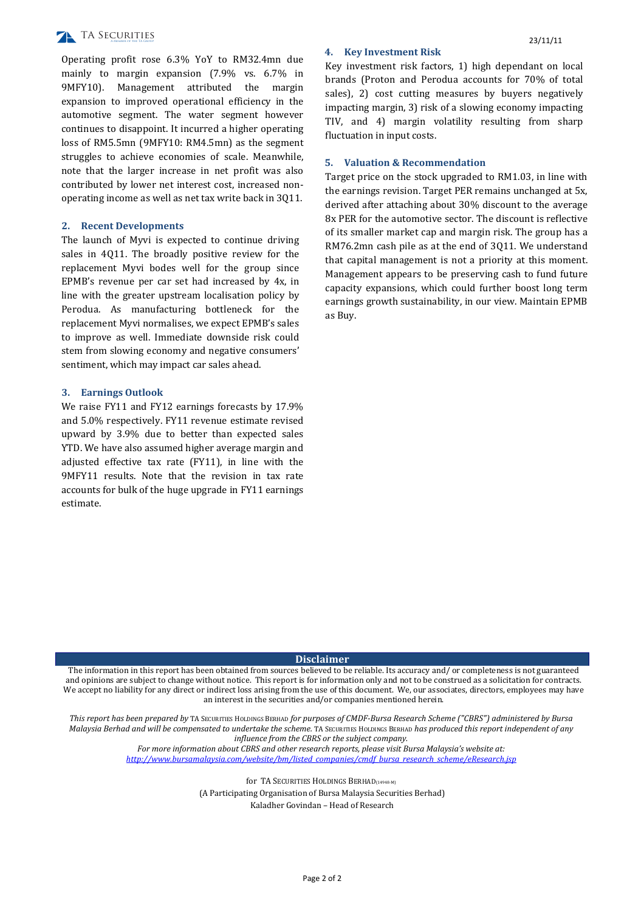Operating profit rose 6.3% YoY to RM32.4mn due mainly to margin expansion (7.9% vs. 6.7% in 9MFY10). Management attributed the margin expansion to improved operational efficiency in the automotive segment. The water segment however continues to disappoint. It incurred a higher operating loss of RM5.5mn (9MFY10: RM4.5mn) as the segment struggles to achieve economies of scale. Meanwhile, note that the larger increase in net profit was also contributed by lower net interest cost, increased non-operating income as well as net tax write back in 3Q11.

## 2. Recent Developments

The launch of Myvi is expected to continue driving sales in 4Q11. The broadly positive review for the replacement Myvi bodes well for the group since EPMB's revenue per car set had increased by 4x, in line with the greater upstream localisation policy by Perodua. As manufacturing bottleneck for the replacement Myvi normalises, we expect EPMB's sales to improve as well. Immediate downside risk could stem from slowing economy and negative consumers' sentiment, which may impact car sales ahead.

## 3. Earnings Outlook

We raise FY11 and FY12 earnings forecasts by 17.9% and 5.0% respectively. FY11 revenue estimate revised upward by 3.9% due to better than expected sales YTD. We have also assumed higher average margin and adjusted effective tax rate (FY11), in line with the 9MFY11 results. Note that the revision in tax rate accounts for bulk of the huge upgrade in FY11 earnings estimate.

## 4. Key Investment Risk

Key investment risk factors, 1) high dependant on local brands (Proton and Perodua accounts for 70% of total sales), 2) cost cutting measures by buyers negatively impacting margin, 3) risk of a slowing economy impacting TIV, and 4) margin volatility resulting from sharp fluctuation in input costs.

## 5. Valuation & Recommendation

Target price on the stock upgraded to RM1.03, in line with the earnings revision. Target PER remains unchanged at 5x, derived after attaching about 30% discount to the average 8x PER for the automotive sector. The discount is reflective of its smaller market cap and margin risk. The group has a RM76.2mn cash pile as at the end of 3Q11. We understand that capital management is not a priority at this moment. Management appears to be preserving cash to fund future capacity expansions, which could further boost long term earnings growth sustainability, in our view. Maintain EPMB as Buy.

**Disclaimer**

The information in this report has been obtained from sources believed to be reliable. Its accuracy and/ or completeness is not guaranteed and opinions are subject to change without notice. This report is for information only and not to be construed as a solicitation for contracts. We accept no liability for any direct or indirect loss arising from the use of this document. We, our associates, directors, employees may have an interest in the securities and/or companies mentioned herein.

*This report has been prepared by* TA SECURITIES HOLDINGS BERHAD *for purposes of CMDF-Bursa Research Scheme ("CBRS") administered by Bursa Malaysia Berhad and will be compensated to undertake the scheme.* TA SECURITIES HOLDINGS BERHAD *has produced this report independent of any influence from the CBRS or the subject company.*
*For more information about CBRS and other research reports, please visit Bursa Malaysia's website at:*
*http://www.bursamalaysia.com/website/bm/listed_companies/cmdf_bursa_research_scheme/eResearch.jsp*

for TA SECURITIES HOLDINGS BERHAD(14948-M)
(A Participating Organisation of Bursa Malaysia Securities Berhad)
Kaladher Govindan – Head of Research